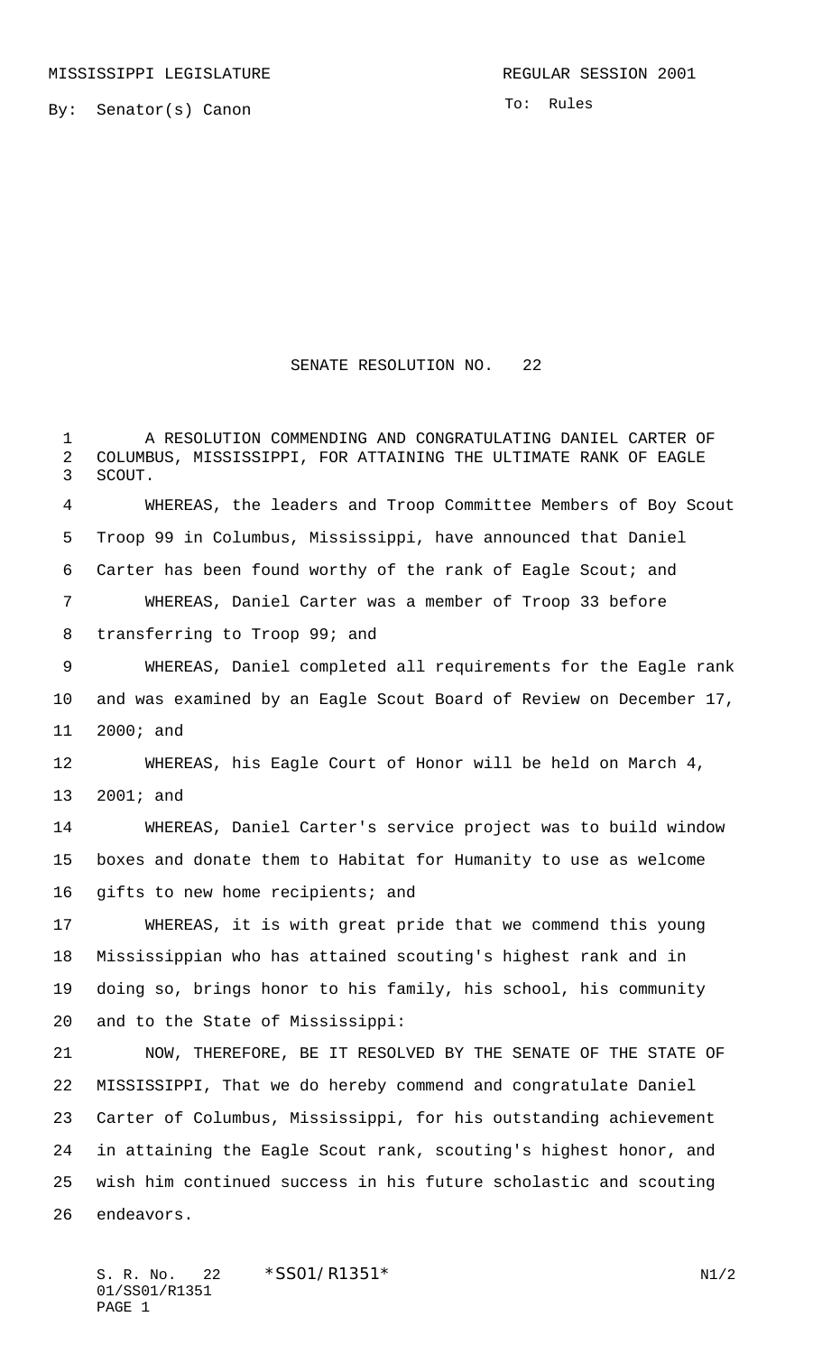MISSISSIPPI LEGISLATURE

REGULAR SESSION 2001

By: Senator(s) Canon

To: Rules

# SENATE RESOLUTION NO. 22

A RESOLUTION COMMENDING AND CONGRATULATING DANIEL CARTER OF COLUMBUS, MISSISSIPPI, FOR ATTAINING THE ULTIMATE RANK OF EAGLE SCOUT.

WHEREAS, the leaders and Troop Committee Members of Boy Scout Troop 99 in Columbus, Mississippi, have announced that Daniel Carter has been found worthy of the rank of Eagle Scout; and

WHEREAS, Daniel Carter was a member of Troop 33 before transferring to Troop 99; and

WHEREAS, Daniel completed all requirements for the Eagle rank and was examined by an Eagle Scout Board of Review on December 17, 2000; and

WHEREAS, his Eagle Court of Honor will be held on March 4, 2001; and

WHEREAS, Daniel Carter's service project was to build window boxes and donate them to Habitat for Humanity to use as welcome gifts to new home recipients; and

WHEREAS, it is with great pride that we commend this young Mississippian who has attained scouting's highest rank and in doing so, brings honor to his family, his school, his community and to the State of Mississippi:

NOW, THEREFORE, BE IT RESOLVED BY THE SENATE OF THE STATE OF MISSISSIPPI, That we do hereby commend and congratulate Daniel Carter of Columbus, Mississippi, for his outstanding achievement in attaining the Eagle Scout rank, scouting's highest honor, and wish him continued success in his future scholastic and scouting endeavors.

S. R. No. 22 *SS01/R1351* N1/2
01/SS01/R1351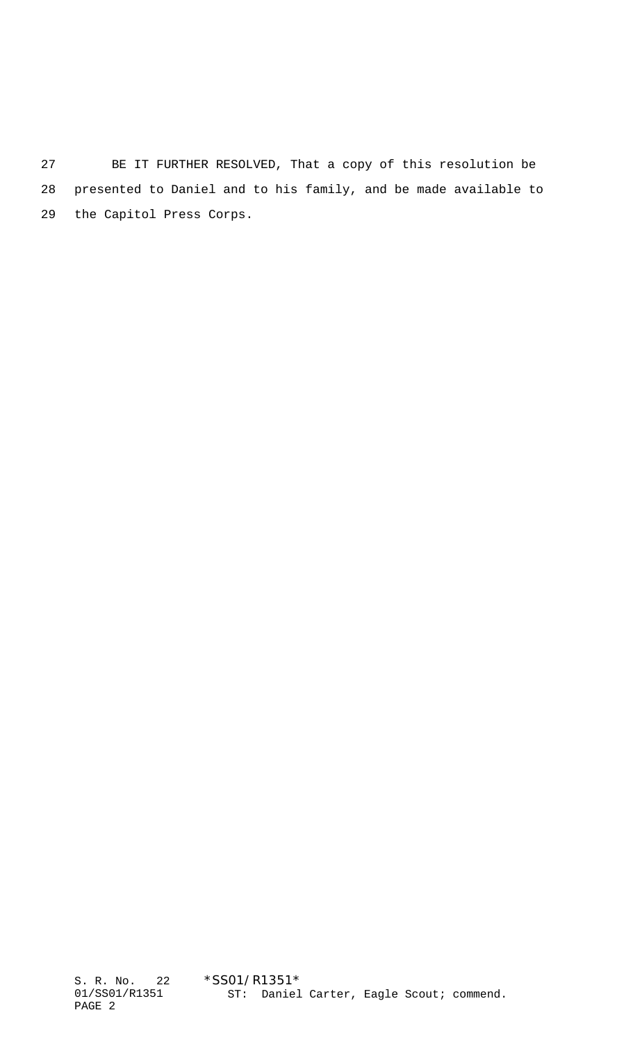BE IT FURTHER RESOLVED, That a copy of this resolution be presented to Daniel and to his family, and be made available to the Capitol Press Corps.